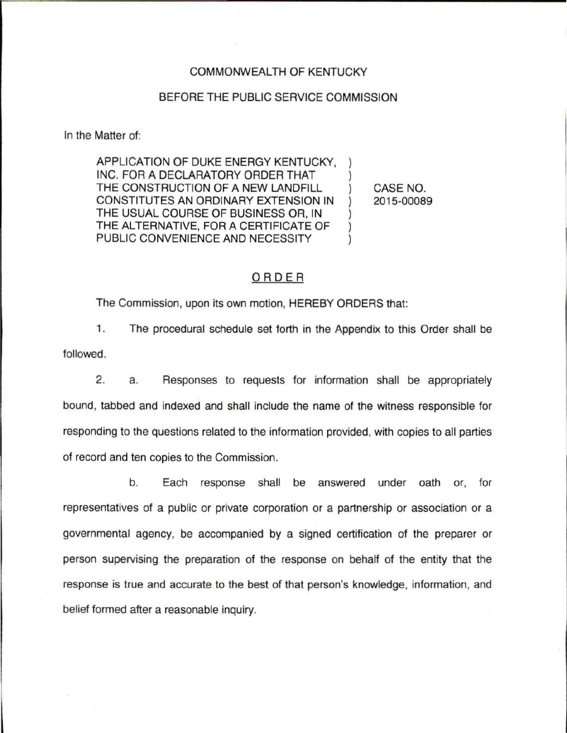COMMONWEALTH OF KENTUCKY

BEFORE THE PUBLIC SERVICE COMMISSION

In the Matter of:

| | | |
|---|---|---|
| APPLICATION OF DUKE ENERGY KENTUCKY, INC. FOR A DECLARATORY ORDER THAT THE CONSTRUCTION OF A NEW LANDFILL CONSTITUTES AN ORDINARY EXTENSION IN THE USUAL COURSE OF BUSINESS OR, IN THE ALTERNATIVE, FOR A CERTIFICATE OF PUBLIC CONVENIENCE AND NECESSITY | ) | CASE NO. 2015-00089 |

## ORDER

The Commission, upon its own motion, HEREBY ORDERS that:

1. The procedural schedule set forth in the Appendix to this Order shall be followed.

2. a. Responses to requests for information shall be appropriately bound, tabbed and indexed and shall include the name of the witness responsible for responding to the questions related to the information provided, with copies to all parties of record and ten copies to the Commission.

b. Each response shall be answered under oath or, for representatives of a public or private corporation or a partnership or association or a governmental agency, be accompanied by a signed certification of the preparer or person supervising the preparation of the response on behalf of the entity that the response is true and accurate to the best of that person's knowledge, information, and belief formed after a reasonable inquiry.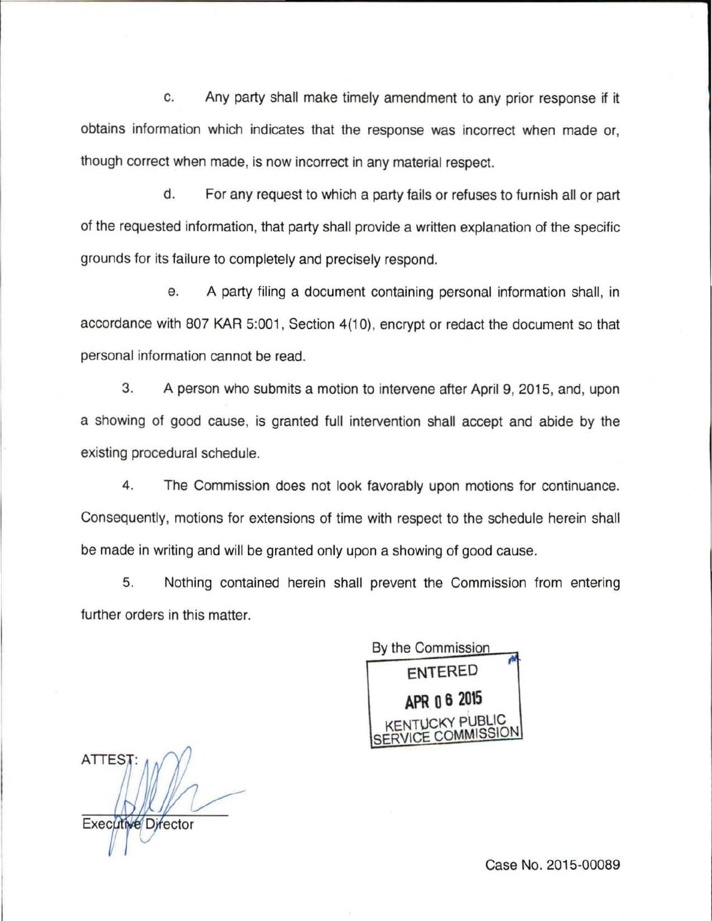c. Any party shall make timely amendment to any prior response if it obtains information which indicates that the response was incorrect when made or, though correct when made, is now incorrect in any material respect.

d. For any request to which a party fails or refuses to furnish all or part of the requested information, that party shall provide a written explanation of the specific grounds for its failure to completely and precisely respond.

e. A party filing a document containing personal information shall, in accordance with 807 KAR 5:001, Section 4(10), encrypt or redact the document so that personal information cannot be read.

3. A person who submits a motion to intervene after April 9, 2015, and, upon a showing of good cause, is granted full intervention shall accept and abide by the existing procedural schedule.

4. The Commission does not look favorably upon motions for continuance. Consequently, motions for extensions of time with respect to the schedule herein shall be made in writing and will be granted only upon a showing of good cause.

5. Nothing contained herein shall prevent the Commission from entering further orders in this matter.

By the Commission

ENTERED

APR 06 2015

KENTUCKY PUBLIC SERVICE COMMISSION

ATTEST:

Executive Director

Case No. 2015-00089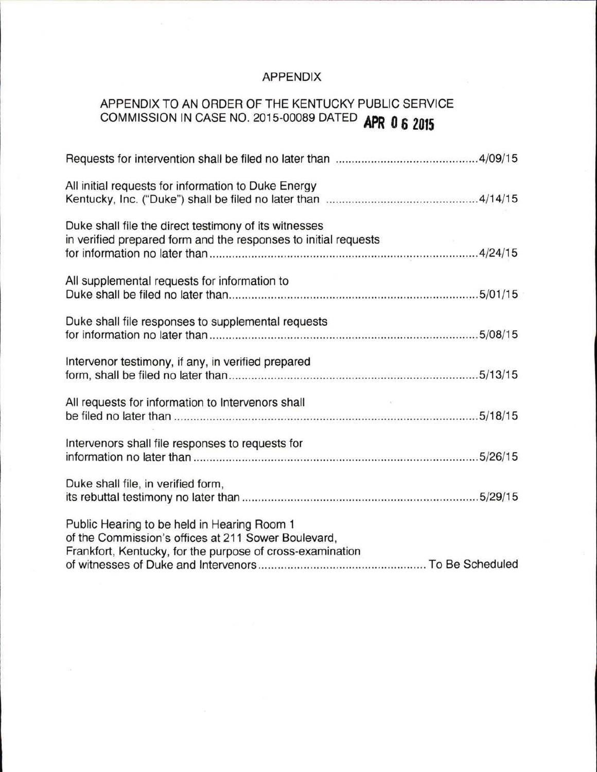# APPENDIX

## APPENDIX TO AN ORDER OF THE KENTUCKY PUBLIC SERVICE COMMISSION IN CASE NO. 2015-00089 DATED APR 06 2015

Requests for intervention shall be filed no later than ..........................................4/09/15

All initial requests for information to Duke Energy Kentucky, Inc. ("Duke") shall be filed no later than ..............................................4/14/15

Duke shall file the direct testimony of its witnesses in verified prepared form and the responses to initial requests for information no later than..................................................................................4/24/15

All supplemental requests for information to Duke shall be filed no later than..........................................................................5/01/15

Duke shall file responses to supplemental requests for information no later than..................................................................................5/08/15

Intervenor testimony, if any, in verified prepared form, shall be filed no later than..........................................................................5/13/15

All requests for information to Intervenors shall be filed no later than ..........................................................................................5/18/15

Intervenors shall file responses to requests for information no later than ......................................................................................5/26/15

Duke shall file, in verified form, its rebuttal testimony no later than ......................................................................5/29/15

Public Hearing to be held in Hearing Room 1 of the Commission's offices at 211 Sower Boulevard, Frankfort, Kentucky, for the purpose of cross-examination of witnesses of Duke and Intervenors.................................................. To Be Scheduled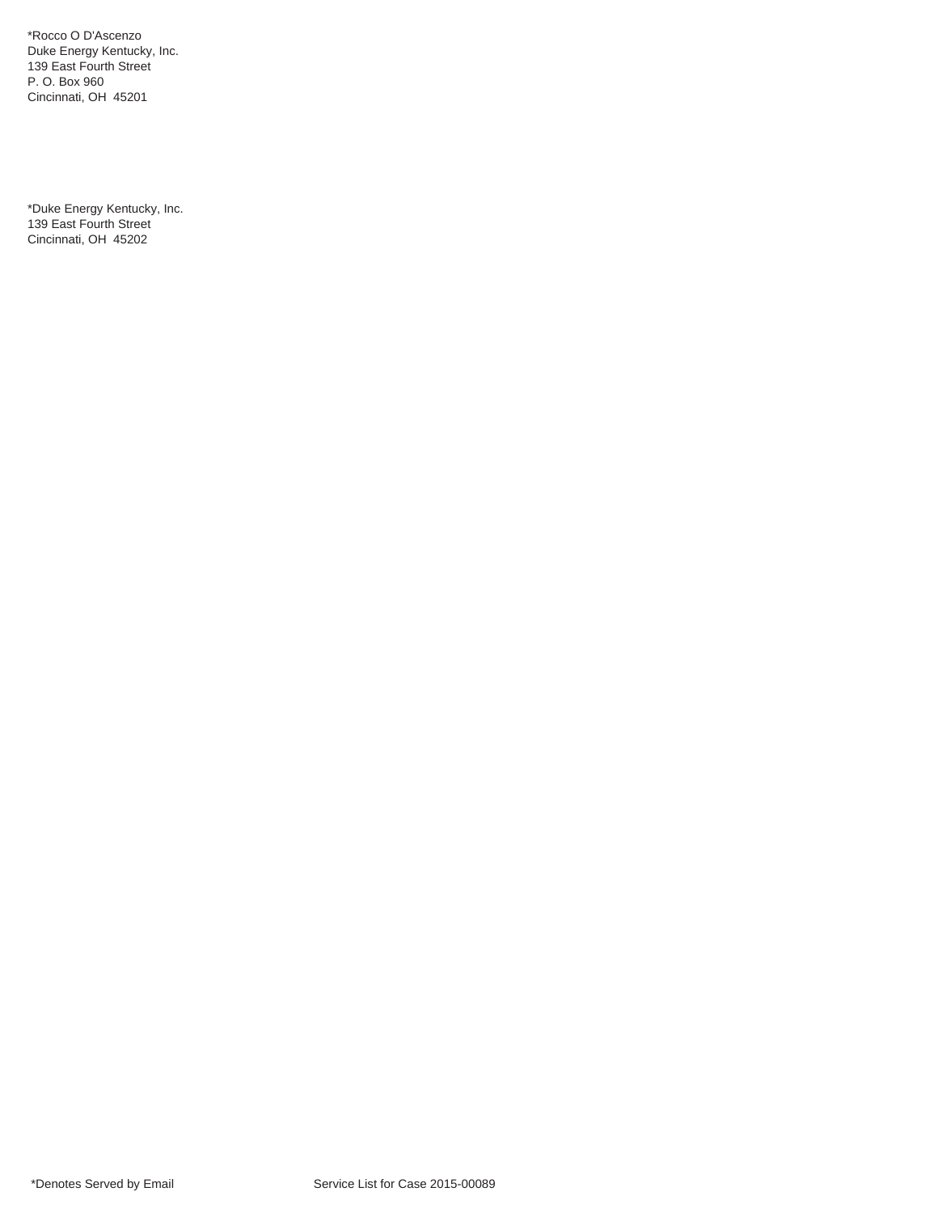*Rocco O D'Ascenzo
Duke Energy Kentucky, Inc.
139 East Fourth Street
P. O. Box 960
Cincinnati, OH  45201

*Duke Energy Kentucky, Inc.
139 East Fourth Street
Cincinnati, OH  45202

*Denotes Served by Email

Service List for Case 2015-00089